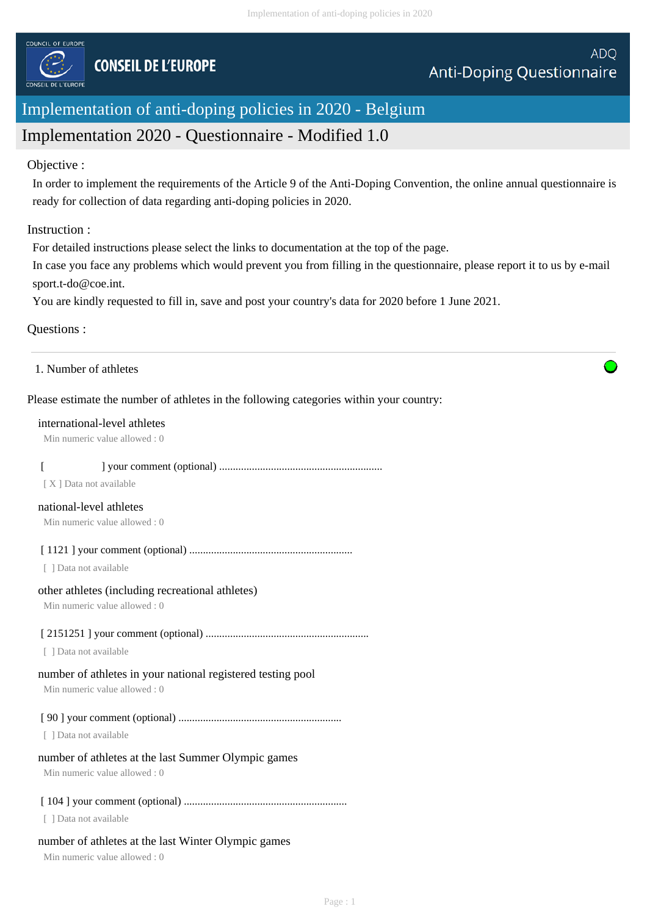COUNCIL OF EUROPE

CONSEIL DE L'EUROPE

ADQ
Anti-Doping Questionnaire

# Implementation of anti-doping policies in 2020 - Belgium

## Implementation 2020 - Questionnaire - Modified 1.0

Objective :

In order to implement the requirements of the Article 9 of the Anti-Doping Convention, the online annual questionnaire is ready for collection of data regarding anti-doping policies in 2020.

Instruction :

For detailed instructions please select the links to documentation at the top of the page.
In case you face any problems which would prevent you from filling in the questionnaire, please report it to us by e-mail sport.t-do@coe.int.
You are kindly requested to fill in, save and post your country's data for 2020 before 1 June 2021.

Questions :

---

1. Number of athletes

Please estimate the number of athletes in the following categories within your country:

international-level athletes
Min numeric value allowed : 0

[ ] your comment (optional) ............................................................
[ X ] Data not available

national-level athletes
Min numeric value allowed : 0

[ 1121 ] your comment (optional) ............................................................
[ ] Data not available

other athletes (including recreational athletes)
Min numeric value allowed : 0

[ 2151251 ] your comment (optional) ............................................................
[ ] Data not available

number of athletes in your national registered testing pool
Min numeric value allowed : 0

[ 90 ] your comment (optional) ............................................................
[ ] Data not available

number of athletes at the last Summer Olympic games
Min numeric value allowed : 0

[ 104 ] your comment (optional) ............................................................
[ ] Data not available

number of athletes at the last Winter Olympic games
Min numeric value allowed : 0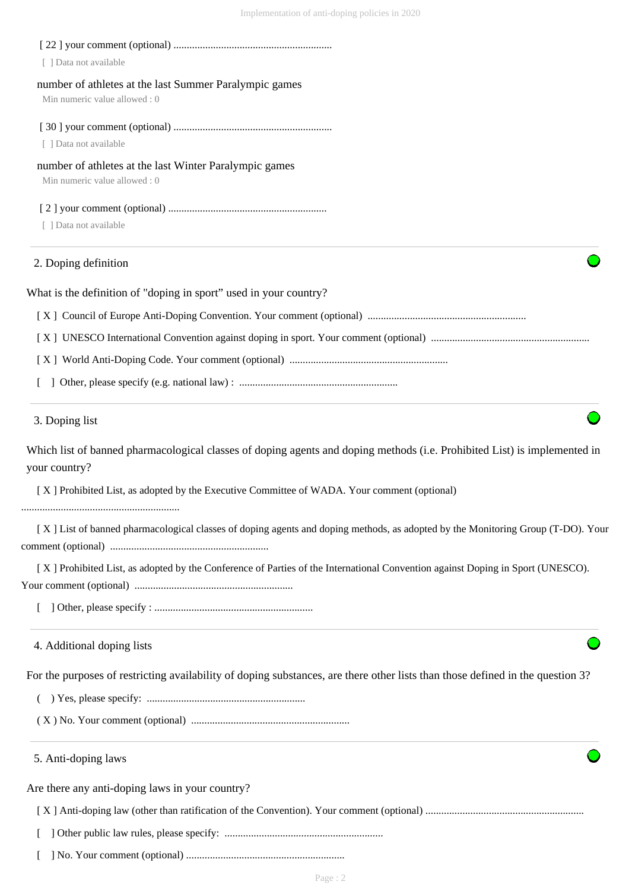[ 22 ] your comment (optional) ............................................................

[ ] Data not available

number of athletes at the last Summer Paralympic games

Min numeric value allowed : 0

[ 30 ] your comment (optional) ............................................................

[ ] Data not available

number of athletes at the last Winter Paralympic games

Min numeric value allowed : 0

[ 2 ] your comment (optional) ............................................................

[ ] Data not available

## 2. Doping definition

What is the definition of "doping in sport" used in your country?

[ X ] Council of Europe Anti-Doping Convention. Your comment (optional) ............................................................

[ X ] UNESCO International Convention against doping in sport. Your comment (optional) ............................................................

[ X ] World Anti-Doping Code. Your comment (optional) ............................................................

[ ] Other, please specify (e.g. national law) : ............................................................

## 3. Doping list

Which list of banned pharmacological classes of doping agents and doping methods (i.e. Prohibited List) is implemented in your country?

[ X ] Prohibited List, as adopted by the Executive Committee of WADA. Your comment (optional) ............................................................

[ X ] List of banned pharmacological classes of doping agents and doping methods, as adopted by the Monitoring Group (T-DO). Your comment (optional) ............................................................

[ X ] Prohibited List, as adopted by the Conference of Parties of the International Convention against Doping in Sport (UNESCO). Your comment (optional) ............................................................

[ ] Other, please specify : ............................................................

## 4. Additional doping lists

For the purposes of restricting availability of doping substances, are there other lists than those defined in the question 3?

( ) Yes, please specify: ............................................................

( X ) No. Your comment (optional) ............................................................

## 5. Anti-doping laws

Are there any anti-doping laws in your country?

[ X ] Anti-doping law (other than ratification of the Convention). Your comment (optional) ............................................................

[ ] Other public law rules, please specify: ............................................................

[ ] No. Your comment (optional) ............................................................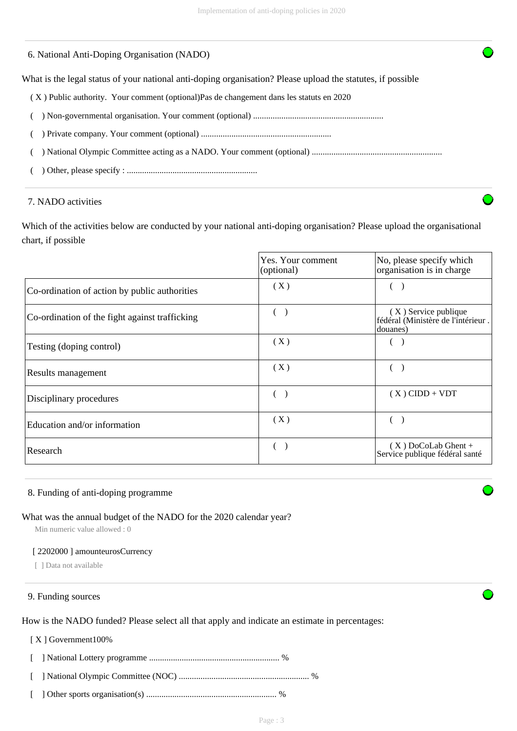## 6. National Anti-Doping Organisation (NADO)

What is the legal status of your national anti-doping organisation? Please upload the statutes, if possible

( X ) Public authority. Your comment (optional)Pas de changement dans les statuts en 2020

( ) Non-governmental organisation. Your comment (optional) ............................................................

( ) Private company. Your comment (optional) ............................................................

( ) National Olympic Committee acting as a NADO. Your comment (optional) ............................................................

( ) Other, please specify : ............................................................

## 7. NADO activities

Which of the activities below are conducted by your national anti-doping organisation? Please upload the organisational chart, if possible

| | Yes. Your comment (optional) | No, please specify which organisation is in charge |
|---|---|---|
| Co-ordination of action by public authorities | ( X ) | ( ) |
| Co-ordination of the fight against trafficking | ( ) | ( X ) Service publique fédéral (Ministère de l'intérieur . douanes) |
| Testing (doping control) | ( X ) | ( ) |
| Results management | ( X ) | ( ) |
| Disciplinary procedures | ( ) | ( X ) CIDD + VDT |
| Education and/or information | ( X ) | ( ) |
| Research | ( ) | ( X ) DoCoLab Ghent + Service publique fédéral santé |

## 8. Funding of anti-doping programme

What was the annual budget of the NADO for the 2020 calendar year?

Min numeric value allowed : 0

[ 2202000 ] amounteurosCurrency

[ ] Data not available

## 9. Funding sources

How is the NADO funded? Please select all that apply and indicate an estimate in percentages:

[ X ] Government100%

[ ] National Lottery programme ............................................................ %

[ ] National Olympic Committee (NOC) ............................................................ %

[ ] Other sports organisation(s) ............................................................ %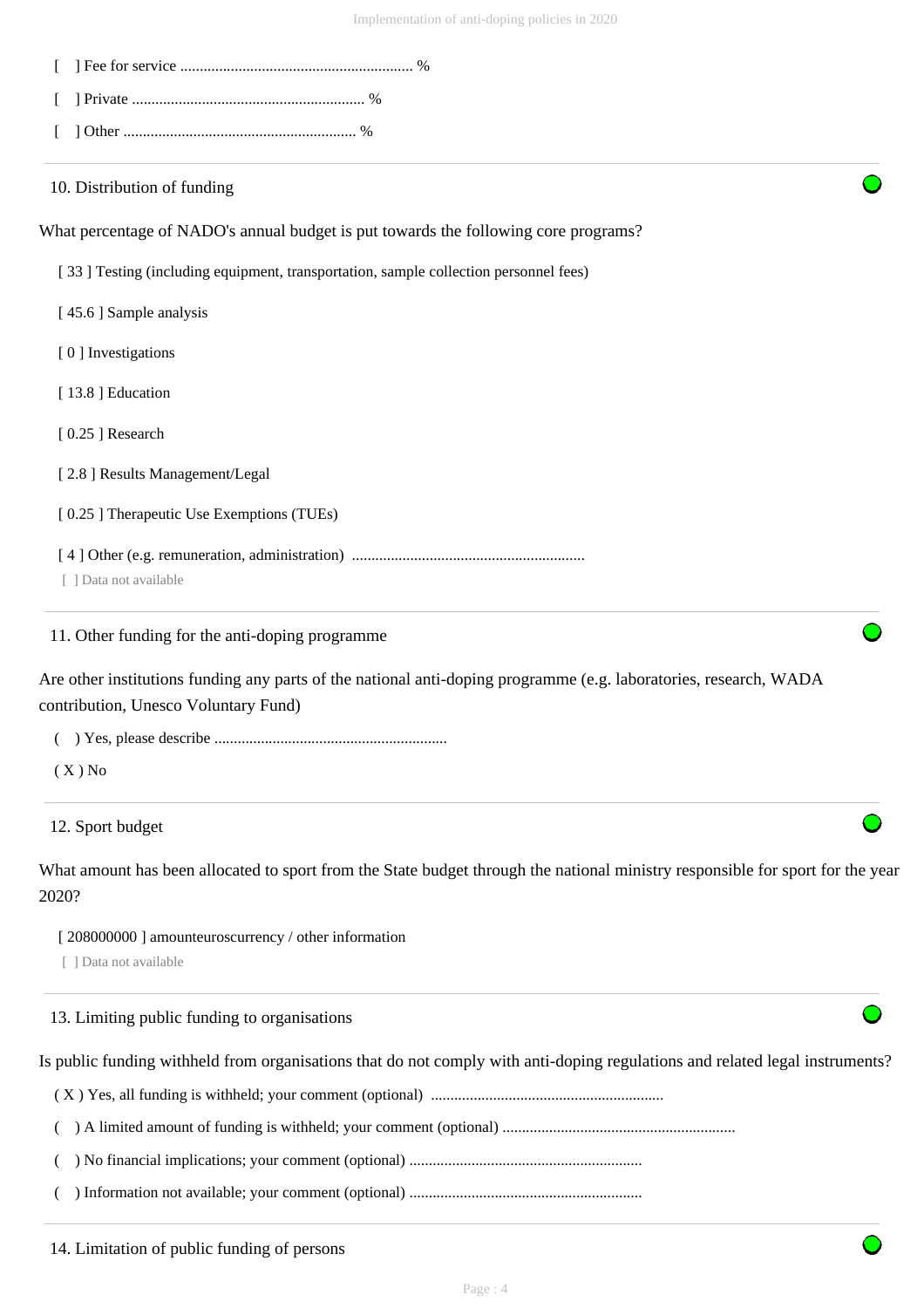[ ] Fee for service ........................................................... %

[ ] Private ........................................................... %

[ ] Other ........................................................... %

## 10. Distribution of funding

What percentage of NADO's annual budget is put towards the following core programs?

[ 33 ] Testing (including equipment, transportation, sample collection personnel fees)

[ 45.6 ] Sample analysis

[ 0 ] Investigations

[ 13.8 ] Education

[ 0.25 ] Research

[ 2.8 ] Results Management/Legal

[ 0.25 ] Therapeutic Use Exemptions (TUEs)

[ 4 ] Other (e.g. remuneration, administration) ...........................................................

[ ] Data not available

## 11. Other funding for the anti-doping programme

Are other institutions funding any parts of the national anti-doping programme (e.g. laboratories, research, WADA contribution, Unesco Voluntary Fund)

( ) Yes, please describe ...........................................................

( X ) No

## 12. Sport budget

What amount has been allocated to sport from the State budget through the national ministry responsible for sport for the year 2020?

[ 208000000 ] amounteuroscurrency / other information

[ ] Data not available

## 13. Limiting public funding to organisations

Is public funding withheld from organisations that do not comply with anti-doping regulations and related legal instruments?

( X ) Yes, all funding is withheld; your comment (optional) ...........................................................

( ) A limited amount of funding is withheld; your comment (optional) ...........................................................

( ) No financial implications; your comment (optional) ...........................................................

( ) Information not available; your comment (optional) ...........................................................

## 14. Limitation of public funding of persons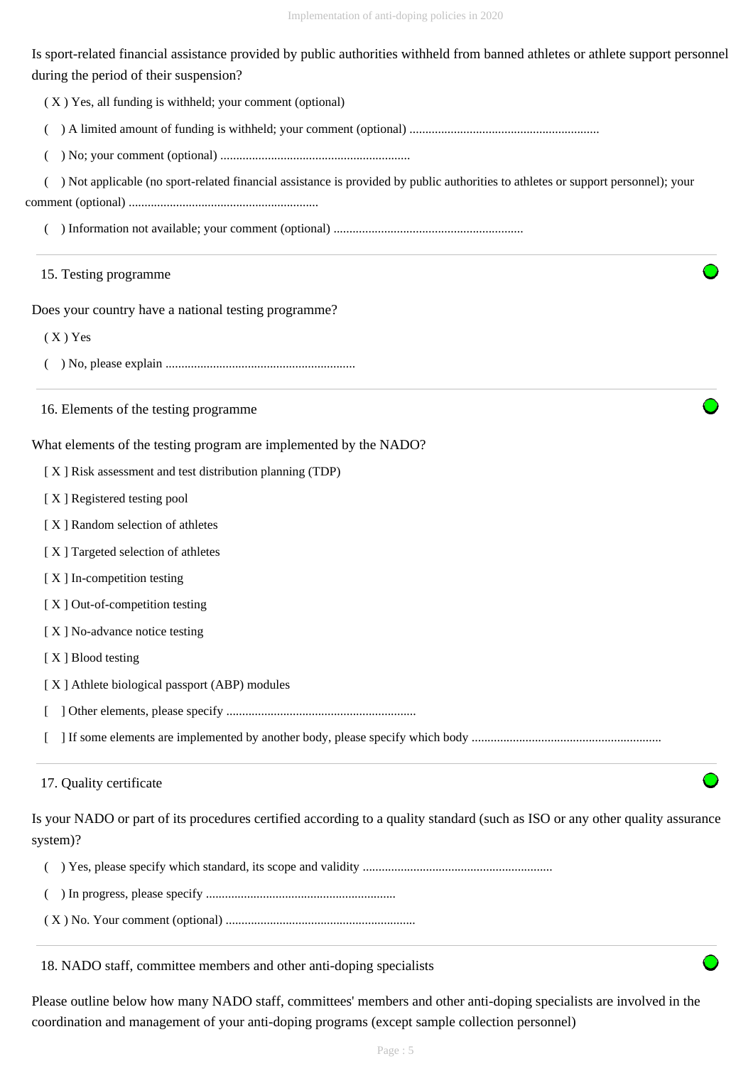Is sport-related financial assistance provided by public authorities withheld from banned athletes or athlete support personnel during the period of their suspension?

( X ) Yes, all funding is withheld; your comment (optional)

(   ) A limited amount of funding is withheld; your comment (optional) ...........................................................

(   ) No; your comment (optional) ...........................................................

(   ) Not applicable (no sport-related financial assistance is provided by public authorities to athletes or support personnel); your comment (optional) ...........................................................

(   ) Information not available; your comment (optional) ...........................................................

## 15. Testing programme

Does your country have a national testing programme?

( X ) Yes

(   ) No, please explain ...........................................................

## 16. Elements of the testing programme

What elements of the testing program are implemented by the NADO?

[ X ] Risk assessment and test distribution planning (TDP)

[ X ] Registered testing pool

[ X ] Random selection of athletes

[ X ] Targeted selection of athletes

[ X ] In-competition testing

[ X ] Out-of-competition testing

[ X ] No-advance notice testing

[ X ] Blood testing

[ X ] Athlete biological passport (ABP) modules

[   ] Other elements, please specify ...........................................................

[   ] If some elements are implemented by another body, please specify which body ...........................................................

## 17. Quality certificate

Is your NADO or part of its procedures certified according to a quality standard (such as ISO or any other quality assurance system)?

(   ) Yes, please specify which standard, its scope and validity ...........................................................

(   ) In progress, please specify ...........................................................

( X ) No. Your comment (optional) ...........................................................

## 18. NADO staff, committee members and other anti-doping specialists

Please outline below how many NADO staff, committees' members and other anti-doping specialists are involved in the coordination and management of your anti-doping programs (except sample collection personnel)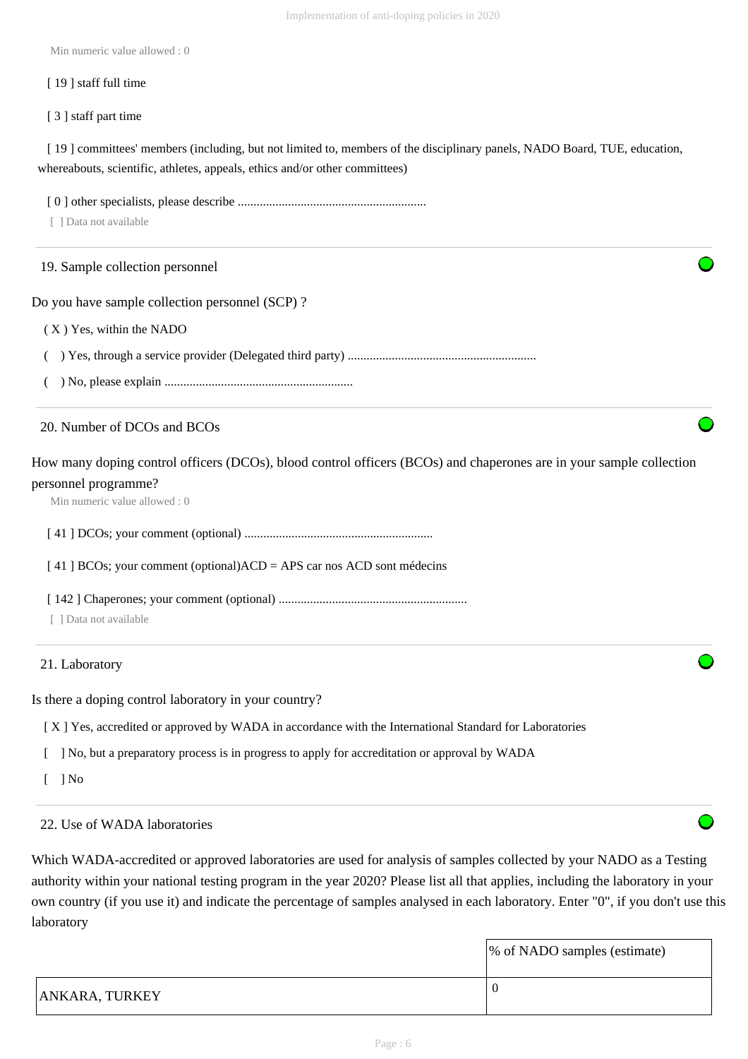Min numeric value allowed : 0

[ 19 ] staff full time

[ 3 ] staff part time

[ 19 ] committees' members (including, but not limited to, members of the disciplinary panels, NADO Board, TUE, education, whereabouts, scientific, athletes, appeals, ethics and/or other committees)

[ 0 ] other specialists, please describe ...........................................................

[ ] Data not available

19. Sample collection personnel

Do you have sample collection personnel (SCP) ?

( X ) Yes, within the NADO

( ) Yes, through a service provider (Delegated third party) ...........................................................

( ) No, please explain ...........................................................

20. Number of DCOs and BCOs

How many doping control officers (DCOs), blood control officers (BCOs) and chaperones are in your sample collection personnel programme?

Min numeric value allowed : 0

[ 41 ] DCOs; your comment (optional) ...........................................................

[ 41 ] BCOs; your comment (optional)ACD = APS car nos ACD sont médecins

[ 142 ] Chaperones; your comment (optional) ...........................................................

[ ] Data not available

21. Laboratory

Is there a doping control laboratory in your country?

[ X ] Yes, accredited or approved by WADA in accordance with the International Standard for Laboratories

[ ] No, but a preparatory process is in progress to apply for accreditation or approval by WADA

[ ] No

22. Use of WADA laboratories

Which WADA-accredited or approved laboratories are used for analysis of samples collected by your NADO as a Testing authority within your national testing program in the year 2020? Please list all that applies, including the laboratory in your own country (if you use it) and indicate the percentage of samples analysed in each laboratory. Enter "0", if you don't use this laboratory

| | % of NADO samples (estimate) |
|---|---|
| ANKARA, TURKEY | 0 |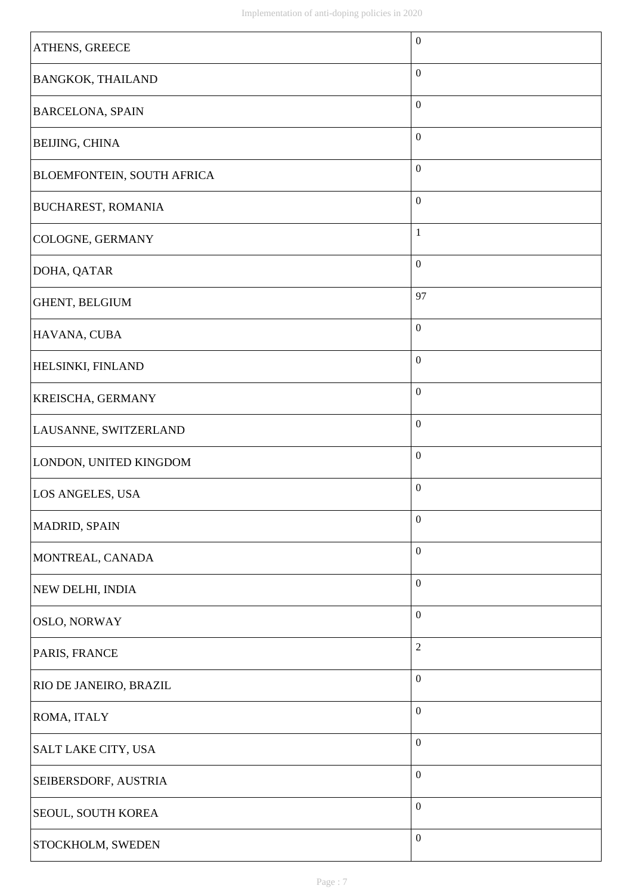| | |
|---|---|
| ATHENS, GREECE | 0 |
| BANGKOK, THAILAND | 0 |
| BARCELONA, SPAIN | 0 |
| BEIJING, CHINA | 0 |
| BLOEMFONTEIN, SOUTH AFRICA | 0 |
| BUCHAREST, ROMANIA | 0 |
| COLOGNE, GERMANY | 1 |
| DOHA, QATAR | 0 |
| GHENT, BELGIUM | 97 |
| HAVANA, CUBA | 0 |
| HELSINKI, FINLAND | 0 |
| KREISCHA, GERMANY | 0 |
| LAUSANNE, SWITZERLAND | 0 |
| LONDON, UNITED KINGDOM | 0 |
| LOS ANGELES, USA | 0 |
| MADRID, SPAIN | 0 |
| MONTREAL, CANADA | 0 |
| NEW DELHI, INDIA | 0 |
| OSLO, NORWAY | 0 |
| PARIS, FRANCE | 2 |
| RIO DE JANEIRO, BRAZIL | 0 |
| ROMA, ITALY | 0 |
| SALT LAKE CITY, USA | 0 |
| SEIBERSDORF, AUSTRIA | 0 |
| SEOUL, SOUTH KOREA | 0 |
| STOCKHOLM, SWEDEN | 0 |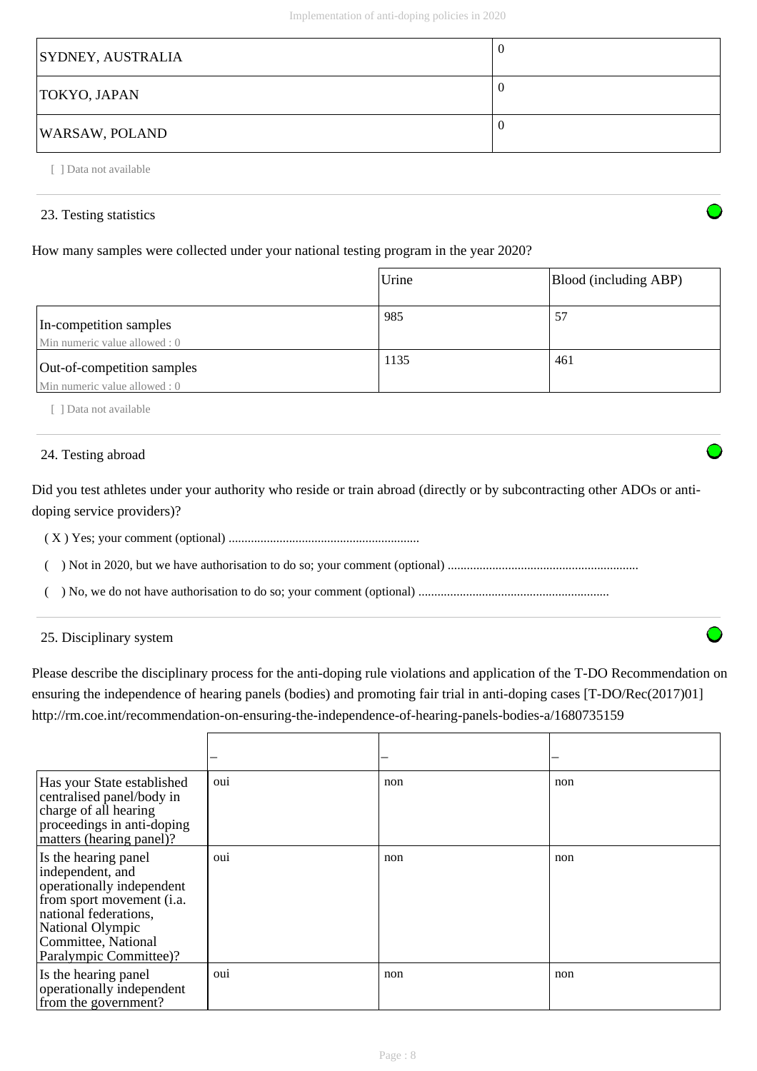| SYDNEY, AUSTRALIA | 0 |
|---|---|
| TOKYO, JAPAN | 0 |
| WARSAW, POLAND | 0 |

[ ] Data not available

### 23. Testing statistics

How many samples were collected under your national testing program in the year 2020?

| | Urine | Blood (including ABP) |
|---|---|---|
| In-competition samples<br>Min numeric value allowed : 0 | 985 | 57 |
| Out-of-competition samples<br>Min numeric value allowed : 0 | 1135 | 461 |

[ ] Data not available

### 24. Testing abroad

Did you test athletes under your authority who reside or train abroad (directly or by subcontracting other ADOs or anti-doping service providers)?

( X ) Yes; your comment (optional) ...........................................................

(  ) Not in 2020, but we have authorisation to do so; your comment (optional) ...........................................................

(  ) No, we do not have authorisation to do so; your comment (optional) ...........................................................

### 25. Disciplinary system

Please describe the disciplinary process for the anti-doping rule violations and application of the T-DO Recommendation on ensuring the independence of hearing panels (bodies) and promoting fair trial in anti-doping cases [T-DO/Rec(2017)01] http://rm.coe.int/recommendation-on-ensuring-the-independence-of-hearing-panels-bodies-a/1680735159

| | – | – | – |
|---|---|---|---|
| Has your State established centralised panel/body in charge of all hearing proceedings in anti-doping matters (hearing panel)? | oui | non | non |
| Is the hearing panel independent, and operationally independent from sport movement (i.a. national federations, National Olympic Committee, National Paralympic Committee)? | oui | non | non |
| Is the hearing panel operationally independent from the government? | oui | non | non |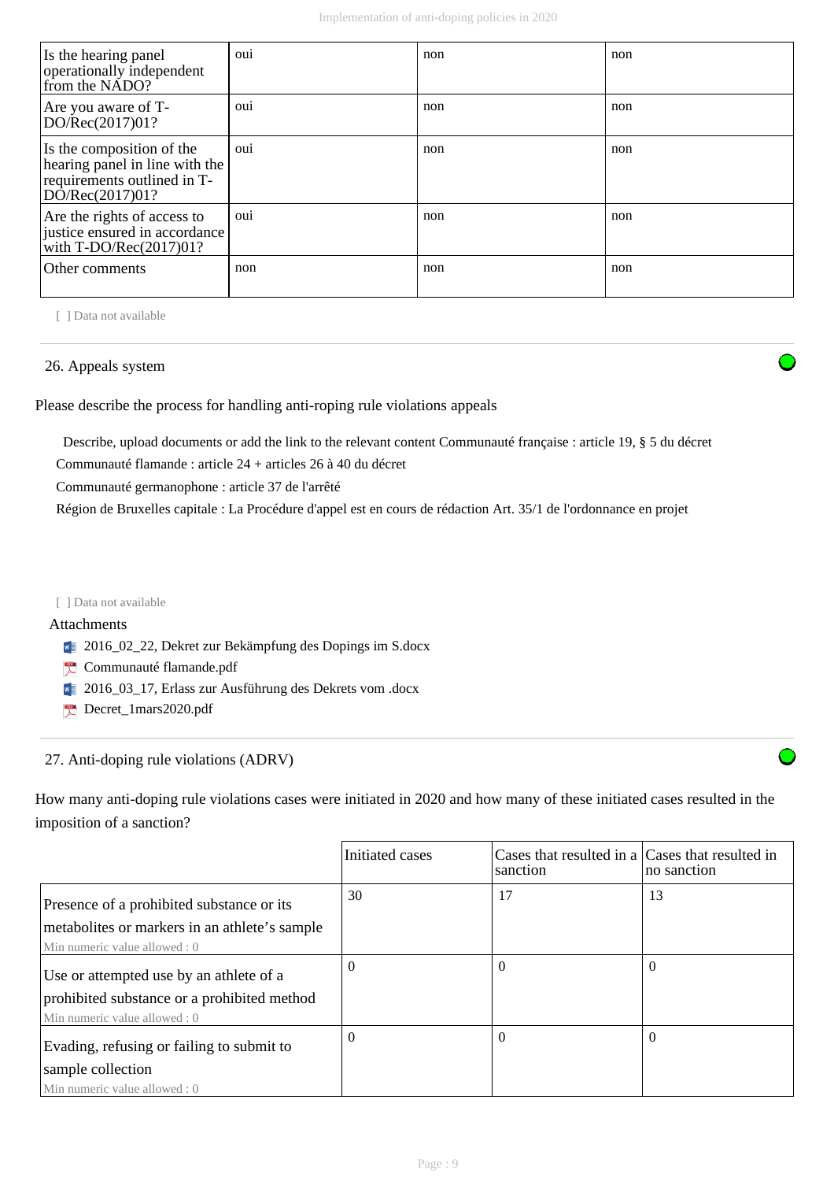| Is the hearing panel operationally independent from the NADO? | oui | non | non |
|---|---|---|---|
| Are you aware of T-DO/Rec(2017)01? | oui | non | non |
| Is the composition of the hearing panel in line with the requirements outlined in T-DO/Rec(2017)01? | oui | non | non |
| Are the rights of access to justice ensured in accordance with T-DO/Rec(2017)01? | oui | non | non |
| Other comments | non | non | non |

[ ] Data not available

## 26. Appeals system

Please describe the process for handling anti-roping rule violations appeals

Describe, upload documents or add the link to the relevant content Communauté française : article 19, § 5 du décret

Communauté flamande : article 24 + articles 26 à 40 du décret

Communauté germanophone : article 37 de l'arrêté

Région de Bruxelles capitale : La Procédure d'appel est en cours de rédaction Art. 35/1 de l'ordonnance en projet

[ ] Data not available

Attachments

- 2016_02_22, Dekret zur Bekämpfung des Dopings im S.docx
- Communauté flamande.pdf
- 2016_03_17, Erlass zur Ausführung des Dekrets vom .docx
- Decret_1mars2020.pdf

## 27. Anti-doping rule violations (ADRV)

How many anti-doping rule violations cases were initiated in 2020 and how many of these initiated cases resulted in the imposition of a sanction?

| | Initiated cases | Cases that resulted in a sanction | Cases that resulted in no sanction |
|---|---|---|---|
| Presence of a prohibited substance or its metabolites or markers in an athlete's sample<br>Min numeric value allowed : 0 | 30 | 17 | 13 |
| Use or attempted use by an athlete of a prohibited substance or a prohibited method<br>Min numeric value allowed : 0 | 0 | 0 | 0 |
| Evading, refusing or failing to submit to sample collection<br>Min numeric value allowed : 0 | 0 | 0 | 0 |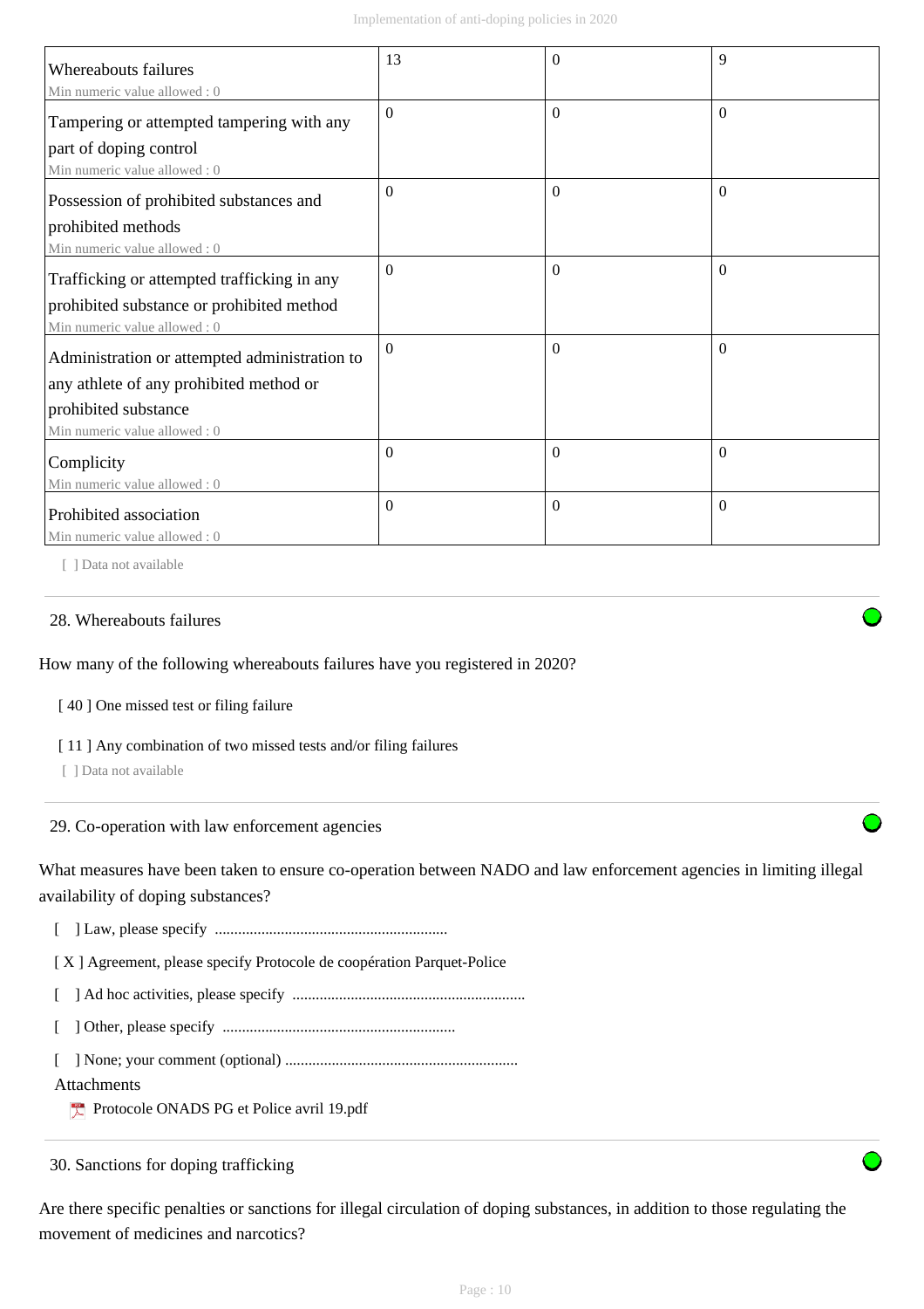| | | | |
|---|---|---|---|
| Whereabouts failures<br>Min numeric value allowed : 0 | 13 | 0 | 9 |
| Tampering or attempted tampering with any part of doping control<br>Min numeric value allowed : 0 | 0 | 0 | 0 |
| Possession of prohibited substances and prohibited methods<br>Min numeric value allowed : 0 | 0 | 0 | 0 |
| Trafficking or attempted trafficking in any prohibited substance or prohibited method<br>Min numeric value allowed : 0 | 0 | 0 | 0 |
| Administration or attempted administration to any athlete of any prohibited method or prohibited substance<br>Min numeric value allowed : 0 | 0 | 0 | 0 |
| Complicity<br>Min numeric value allowed : 0 | 0 | 0 | 0 |
| Prohibited association<br>Min numeric value allowed : 0 | 0 | 0 | 0 |

[ ] Data not available

28. Whereabouts failures

How many of the following whereabouts failures have you registered in 2020?

[ 40 ] One missed test or filing failure

[ 11 ] Any combination of two missed tests and/or filing failures

[ ] Data not available

29. Co-operation with law enforcement agencies

What measures have been taken to ensure co-operation between NADO and law enforcement agencies in limiting illegal availability of doping substances?

[ ] Law, please specify ...........................................................

[ X ] Agreement, please specify Protocole de coopération Parquet-Police

[ ] Ad hoc activities, please specify ...........................................................

[ ] Other, please specify ...........................................................

[ ] None; your comment (optional) ...........................................................

Attachments

Protocole ONADS PG et Police avril 19.pdf

30. Sanctions for doping trafficking

Are there specific penalties or sanctions for illegal circulation of doping substances, in addition to those regulating the movement of medicines and narcotics?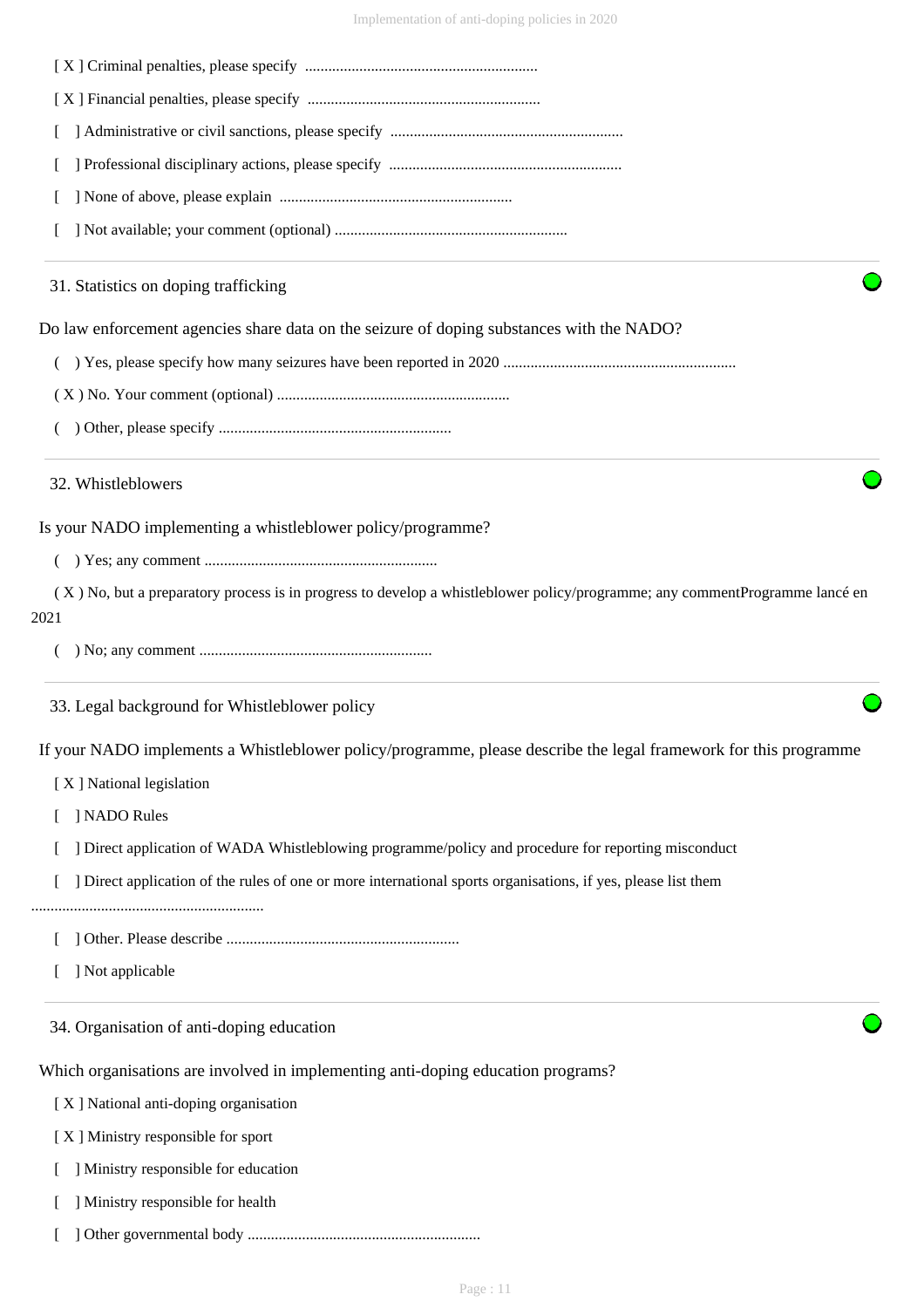[ X ] Criminal penalties, please specify ............................................................

[ X ] Financial penalties, please specify ............................................................

[ ] Administrative or civil sanctions, please specify ............................................................

[ ] Professional disciplinary actions, please specify ............................................................

[ ] None of above, please explain ............................................................

[ ] Not available; your comment (optional) ............................................................

31. Statistics on doping trafficking

Do law enforcement agencies share data on the seizure of doping substances with the NADO?

( ) Yes, please specify how many seizures have been reported in 2020 ............................................................

( X ) No. Your comment (optional) ............................................................

( ) Other, please specify ............................................................

32. Whistleblowers

Is your NADO implementing a whistleblower policy/programme?

( ) Yes; any comment ............................................................

( X ) No, but a preparatory process is in progress to develop a whistleblower policy/programme; any commentProgramme lancé en 2021

( ) No; any comment ............................................................

33. Legal background for Whistleblower policy

If your NADO implements a Whistleblower policy/programme, please describe the legal framework for this programme

[ X ] National legislation

[ ] NADO Rules

[ ] Direct application of WADA Whistleblowing programme/policy and procedure for reporting misconduct

[ ] Direct application of the rules of one or more international sports organisations, if yes, please list them ............................................................

[ ] Other. Please describe ............................................................

[ ] Not applicable

34. Organisation of anti-doping education

Which organisations are involved in implementing anti-doping education programs?

[ X ] National anti-doping organisation

[ X ] Ministry responsible for sport

[ ] Ministry responsible for education

[ ] Ministry responsible for health

[ ] Other governmental body ............................................................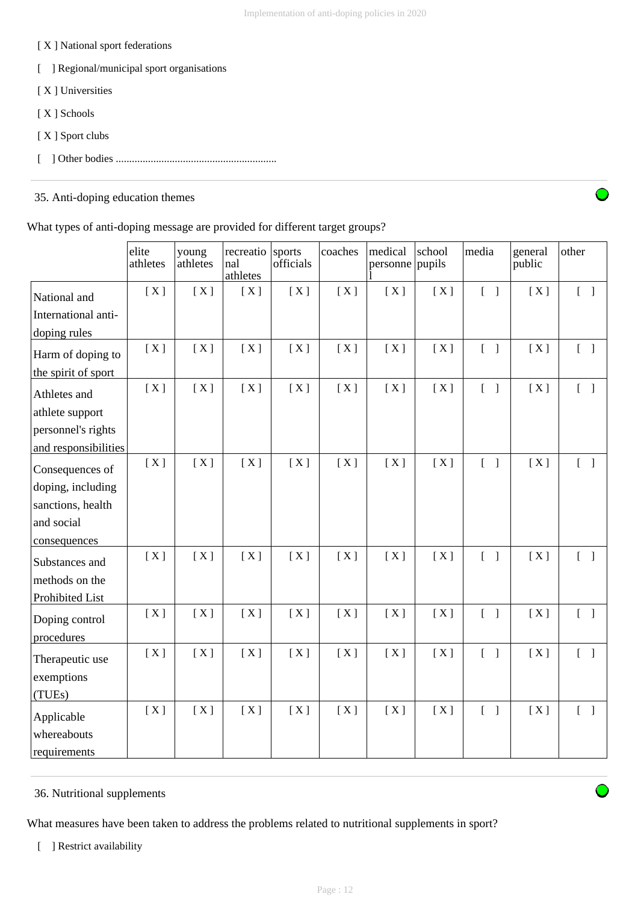[ X ] National sport federations

[ ] Regional/municipal sport organisations

[ X ] Universities

[ X ] Schools

[ X ] Sport clubs

[ ] Other bodies ............................................................

## 35. Anti-doping education themes

What types of anti-doping message are provided for different target groups?

| | elite athletes | young athletes | recreational athletes | sports officials | coaches | medical personnel | school pupils | media | general public | other |
|---|---|---|---|---|---|---|---|---|---|---|
| National and International anti-doping rules | [ X ] | [ X ] | [ X ] | [ X ] | [ X ] | [ X ] | [ X ] | [ ] | [ X ] | [ ] |
| Harm of doping to the spirit of sport | [ X ] | [ X ] | [ X ] | [ X ] | [ X ] | [ X ] | [ X ] | [ ] | [ X ] | [ ] |
| Athletes and athlete support personnel's rights and responsibilities | [ X ] | [ X ] | [ X ] | [ X ] | [ X ] | [ X ] | [ X ] | [ ] | [ X ] | [ ] |
| Consequences of doping, including sanctions, health and social consequences | [ X ] | [ X ] | [ X ] | [ X ] | [ X ] | [ X ] | [ X ] | [ ] | [ X ] | [ ] |
| Substances and methods on the Prohibited List | [ X ] | [ X ] | [ X ] | [ X ] | [ X ] | [ X ] | [ X ] | [ ] | [ X ] | [ ] |
| Doping control procedures | [ X ] | [ X ] | [ X ] | [ X ] | [ X ] | [ X ] | [ X ] | [ ] | [ X ] | [ ] |
| Therapeutic use exemptions (TUEs) | [ X ] | [ X ] | [ X ] | [ X ] | [ X ] | [ X ] | [ X ] | [ ] | [ X ] | [ ] |
| Applicable whereabouts requirements | [ X ] | [ X ] | [ X ] | [ X ] | [ X ] | [ X ] | [ X ] | [ ] | [ X ] | [ ] |

## 36. Nutritional supplements

What measures have been taken to address the problems related to nutritional supplements in sport?

[ ] Restrict availability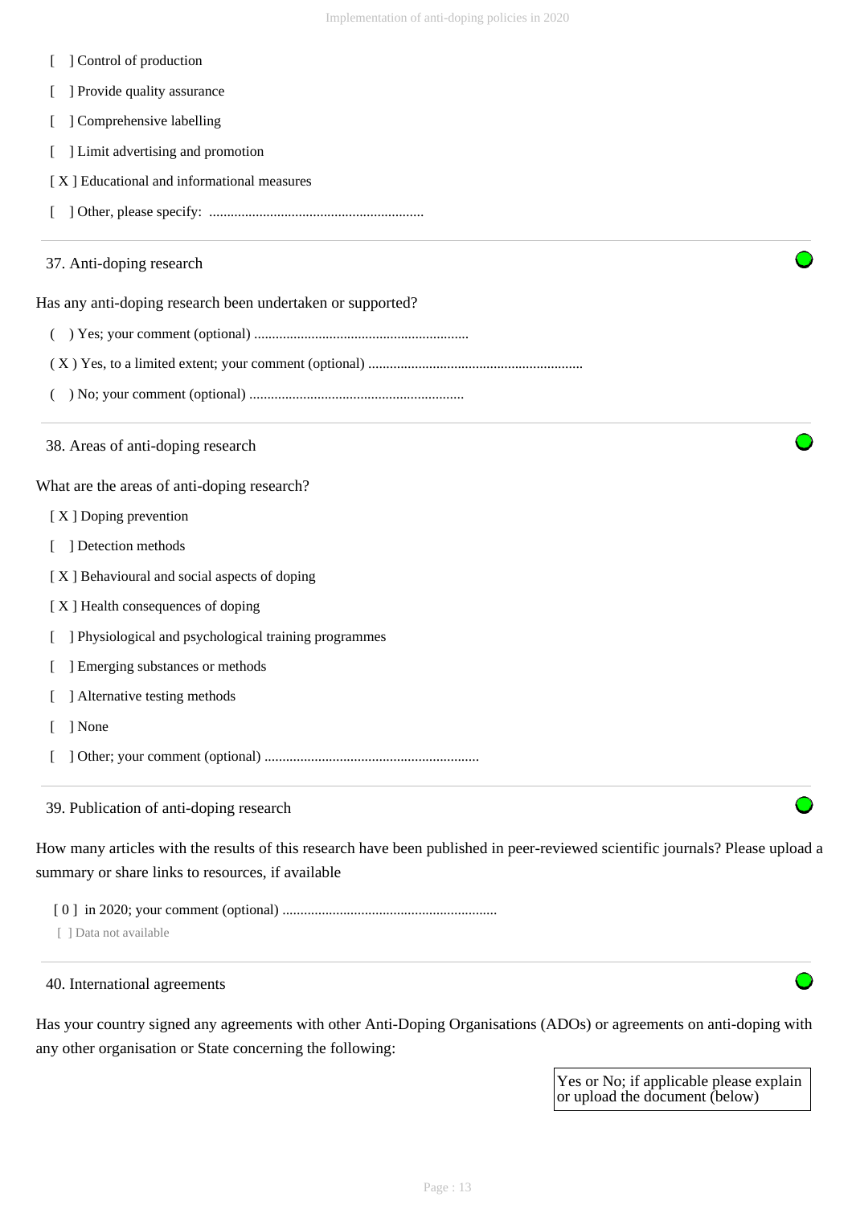[ ] Control of production

[ ] Provide quality assurance

[ ] Comprehensive labelling

[ ] Limit advertising and promotion

[ X ] Educational and informational measures

[ ] Other, please specify: ............................................................

37. Anti-doping research

Has any anti-doping research been undertaken or supported?

( ) Yes; your comment (optional) ............................................................

( X ) Yes, to a limited extent; your comment (optional) ............................................................

( ) No; your comment (optional) ............................................................

38. Areas of anti-doping research

What are the areas of anti-doping research?

[ X ] Doping prevention

[ ] Detection methods

[ X ] Behavioural and social aspects of doping

[ X ] Health consequences of doping

[ ] Physiological and psychological training programmes

[ ] Emerging substances or methods

[ ] Alternative testing methods

[ ] None

[ ] Other; your comment (optional) ............................................................

39. Publication of anti-doping research

How many articles with the results of this research have been published in peer-reviewed scientific journals? Please upload a summary or share links to resources, if available

[ 0 ] in 2020; your comment (optional) ............................................................

[ ] Data not available

40. International agreements

Has your country signed any agreements with other Anti-Doping Organisations (ADOs) or agreements on anti-doping with any other organisation or State concerning the following:

| Yes or No; if applicable please explain or upload the document (below) |
|---|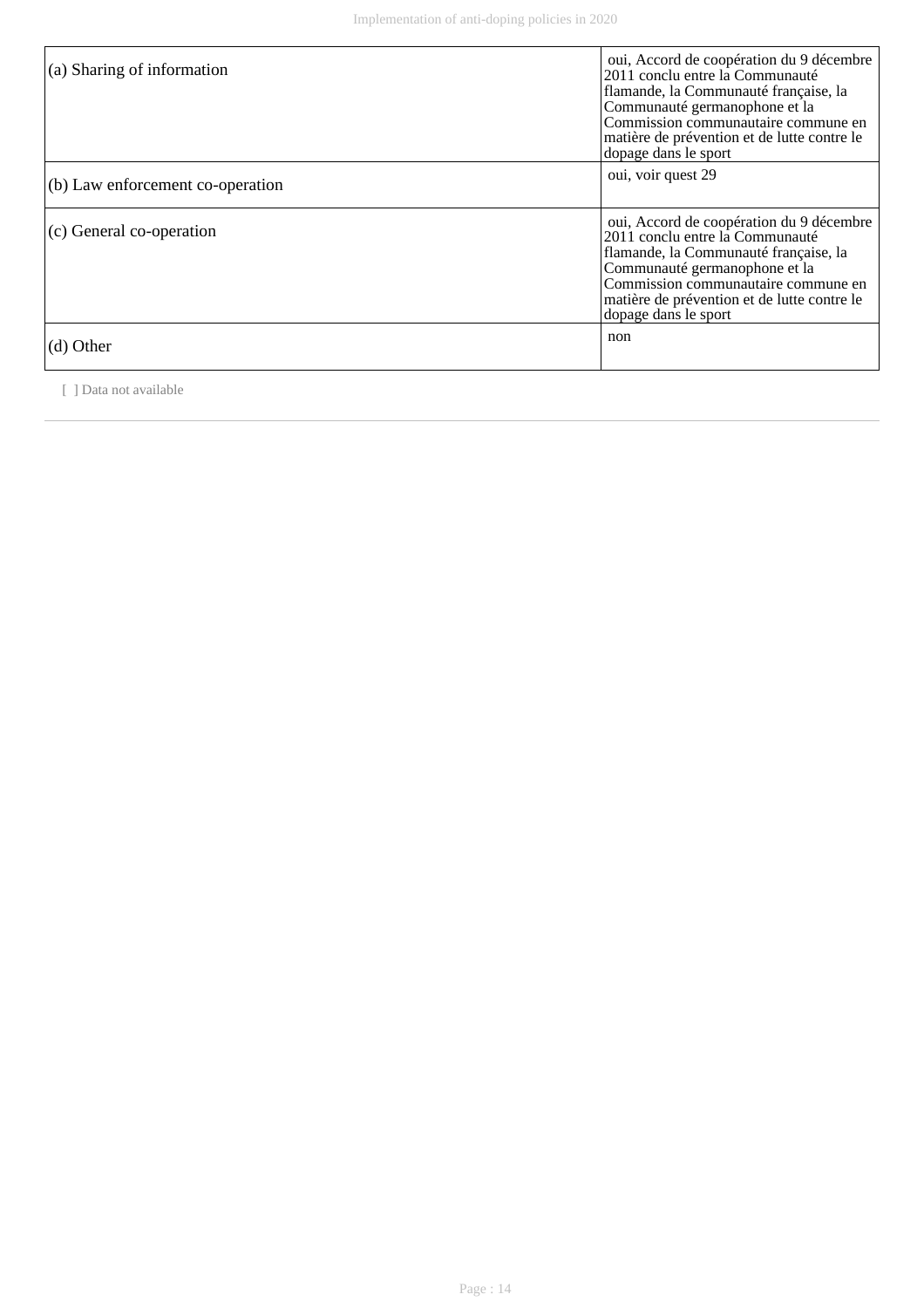| | |
|---|---|
| (a) Sharing of information | oui, Accord de coopération du 9 décembre 2011 conclu entre la Communauté flamande, la Communauté française, la Communauté germanophone et la Commission communautaire commune en matière de prévention et de lutte contre le dopage dans le sport |
| (b) Law enforcement co-operation | oui, voir quest 29 |
| (c) General co-operation | oui, Accord de coopération du 9 décembre 2011 conclu entre la Communauté flamande, la Communauté française, la Communauté germanophone et la Commission communautaire commune en matière de prévention et de lutte contre le dopage dans le sport |
| (d) Other | non |

[ ] Data not available